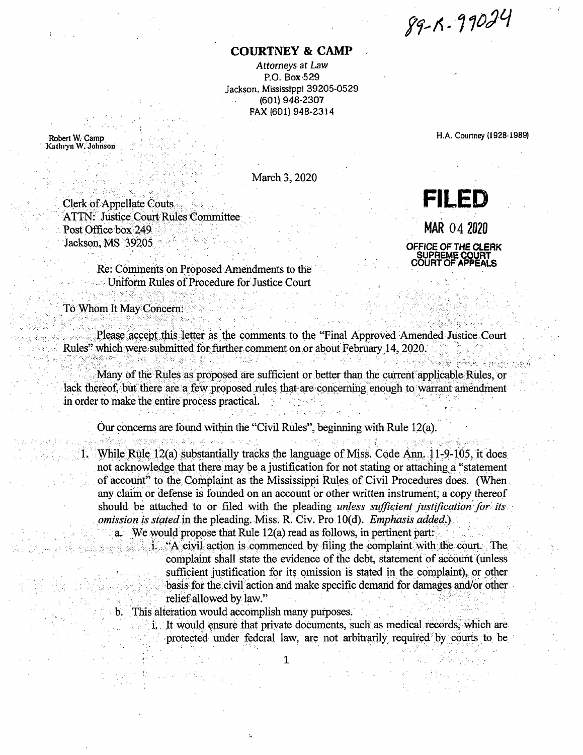89-R-99024

# COURTNEY & CAMP

*Attorneys at Law*
P.O. Box 529
Jackson, Mississippi 39205-0529
(601) 948-2307
FAX (601) 948-2314

Robert W. Camp
Kathryn W. Johnson

H.A. Courtney (1928-1989)

March 3, 2020

**FILED**

**MAR 04 2020**

**OFFICE OF THE CLERK
SUPREME COURT
COURT OF APPEALS**

Clerk of Appellate Couts
ATTN: Justice Court Rules Committee
Post Office box 249
Jackson, MS 39205

Re: Comments on Proposed Amendments to the Uniform Rules of Procedure for Justice Court

To Whom It May Concern:

Please accept this letter as the comments to the "Final Approved Amended Justice Court Rules" which were submitted for further comment on or about February 14, 2020.

Many of the Rules as proposed are sufficient or better than the current applicable Rules, or lack thereof, but there are a few proposed rules that are concerning enough to warrant amendment in order to make the entire process practical.

Our concerns are found within the "Civil Rules", beginning with Rule 12(a).

1. While Rule 12(a) substantially tracks the language of Miss. Code Ann. 11-9-105, it does not acknowledge that there may be a justification for not stating or attaching a "statement of account" to the Complaint as the Mississippi Rules of Civil Procedures does. (When any claim or defense is founded on an account or other written instrument, a copy thereof should be attached to or filed with the pleading *unless sufficient justification for its omission is stated* in the pleading. Miss. R. Civ. Pro 10(d). *Emphasis added.*)
   a. We would propose that Rule 12(a) read as follows, in pertinent part:
      i. "A civil action is commenced by filing the complaint with the court. The complaint shall state the evidence of the debt, statement of account (unless sufficient justification for its omission is stated in the complaint), or other basis for the civil action and make specific demand for damages and/or other relief allowed by law."
   b. This alteration would accomplish many purposes.
      i. It would ensure that private documents, such as medical records, which are protected under federal law, are not arbitrarily required by courts to be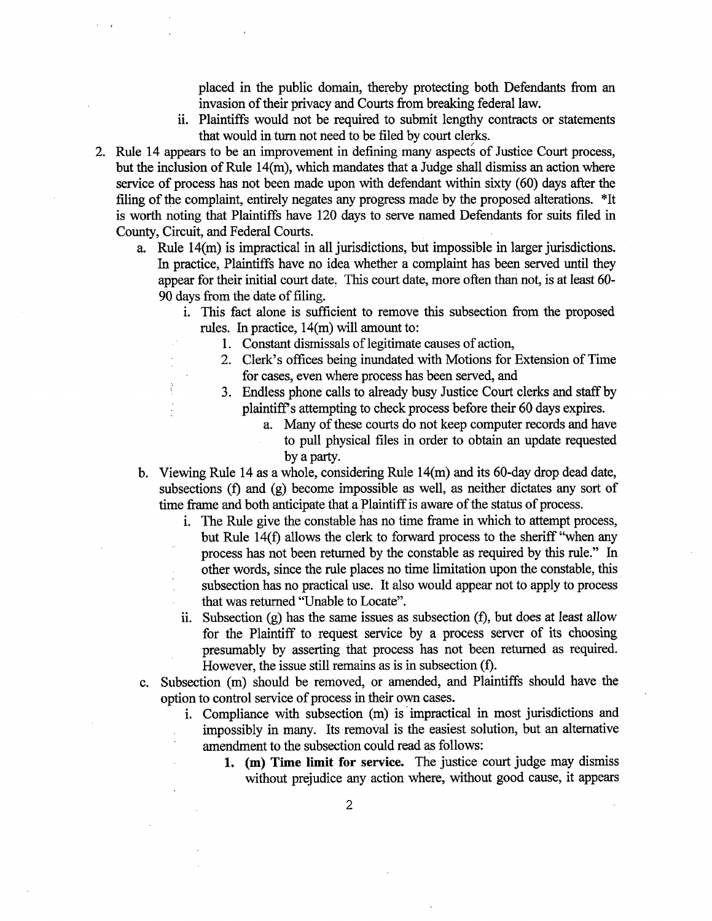placed in the public domain, thereby protecting both Defendants from an invasion of their privacy and Courts from breaking federal law.

   ii. Plaintiffs would not be required to submit lengthy contracts or statements that would in turn not need to be filed by court clerks.

2. Rule 14 appears to be an improvement in defining many aspects of Justice Court process, but the inclusion of Rule 14(m), which mandates that a Judge shall dismiss an action where service of process has not been made upon with defendant within sixty (60) days after the filing of the complaint, entirely negates any progress made by the proposed alterations. *It is worth noting that Plaintiffs have 120 days to serve named Defendants for suits filed in County, Circuit, and Federal Courts.
   a. Rule 14(m) is impractical in all jurisdictions, but impossible in larger jurisdictions. In practice, Plaintiffs have no idea whether a complaint has been served until they appear for their initial court date. This court date, more often than not, is at least 60-90 days from the date of filing.
      i. This fact alone is sufficient to remove this subsection from the proposed rules. In practice, 14(m) will amount to:
         1. Constant dismissals of legitimate causes of action,
         2. Clerk's offices being inundated with Motions for Extension of Time for cases, even where process has been served, and
         3. Endless phone calls to already busy Justice Court clerks and staff by plaintiff's attempting to check process before their 60 days expires.
            a. Many of these courts do not keep computer records and have to pull physical files in order to obtain an update requested by a party.
   b. Viewing Rule 14 as a whole, considering Rule 14(m) and its 60-day drop dead date, subsections (f) and (g) become impossible as well, as neither dictates any sort of time frame and both anticipate that a Plaintiff is aware of the status of process.
      i. The Rule give the constable has no time frame in which to attempt process, but Rule 14(f) allows the clerk to forward process to the sheriff "when any process has not been returned by the constable as required by this rule." In other words, since the rule places no time limitation upon the constable, this subsection has no practical use. It also would appear not to apply to process that was returned "Unable to Locate".
      ii. Subsection (g) has the same issues as subsection (f), but does at least allow for the Plaintiff to request service by a process server of its choosing presumably by asserting that process has not been returned as required. However, the issue still remains as is in subsection (f).
   c. Subsection (m) should be removed, or amended, and Plaintiffs should have the option to control service of process in their own cases.
      i. Compliance with subsection (m) is impractical in most jurisdictions and impossibly in many. Its removal is the easiest solution, but an alternative amendment to the subsection could read as follows:
         1. **(m) Time limit for service.** The justice court judge may dismiss without prejudice any action where, without good cause, it appears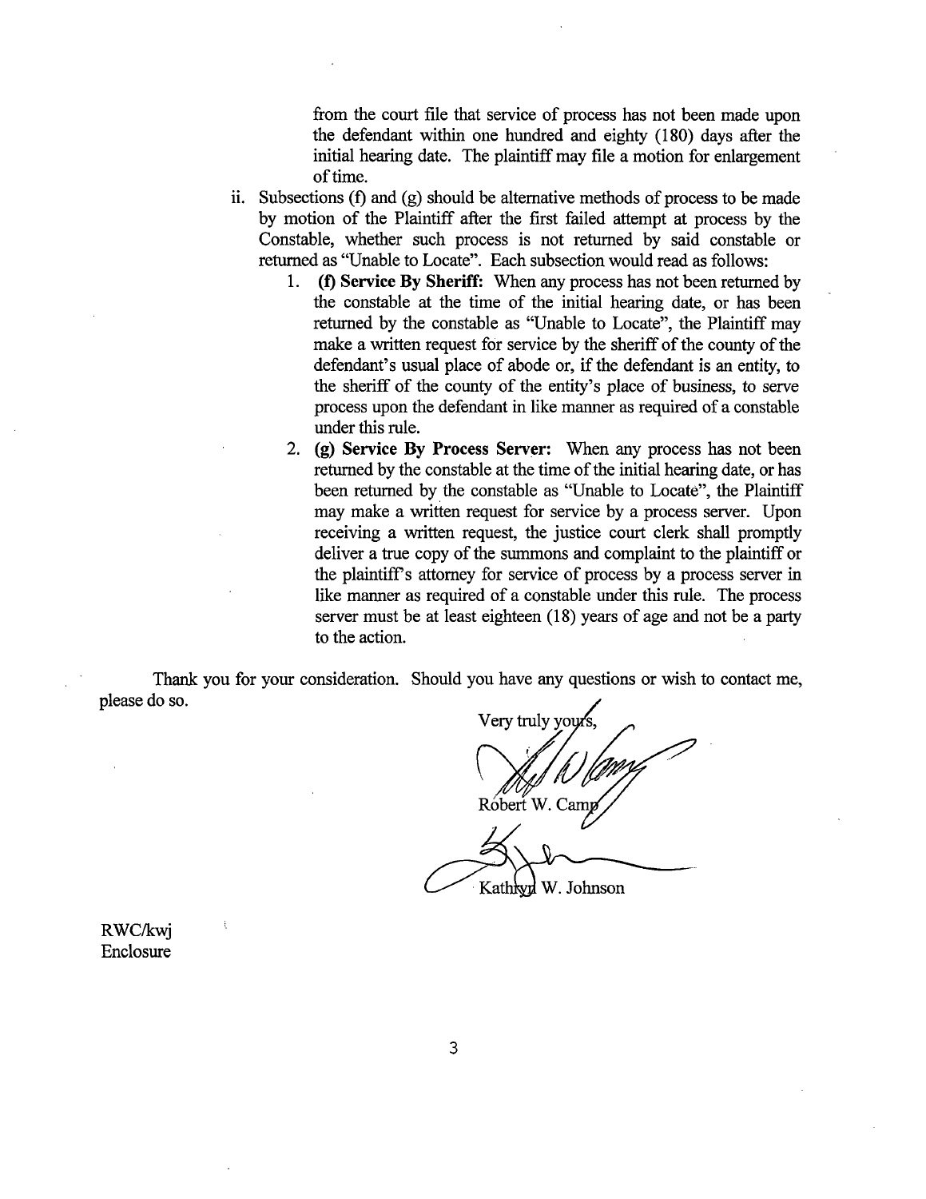from the court file that service of process has not been made upon the defendant within one hundred and eighty (180) days after the initial hearing date. The plaintiff may file a motion for enlargement of time.

ii. Subsections (f) and (g) should be alternative methods of process to be made by motion of the Plaintiff after the first failed attempt at process by the Constable, whether such process is not returned by said constable or returned as "Unable to Locate". Each subsection would read as follows:

   1. **(f) Service By Sheriff:** When any process has not been returned by the constable at the time of the initial hearing date, or has been returned by the constable as "Unable to Locate", the Plaintiff may make a written request for service by the sheriff of the county of the defendant's usual place of abode or, if the defendant is an entity, to the sheriff of the county of the entity's place of business, to serve process upon the defendant in like manner as required of a constable under this rule.
   2. **(g) Service By Process Server:** When any process has not been returned by the constable at the time of the initial hearing date, or has been returned by the constable as "Unable to Locate", the Plaintiff may make a written request for service by a process server. Upon receiving a written request, the justice court clerk shall promptly deliver a true copy of the summons and complaint to the plaintiff or the plaintiff's attorney for service of process by a process server in like manner as required of a constable under this rule. The process server must be at least eighteen (18) years of age and not be a party to the action.

Thank you for your consideration. Should you have any questions or wish to contact me, please do so.

Very truly yours,

Robert W. Camp

Kathryn W. Johnson

RWC/kwj
Enclosure